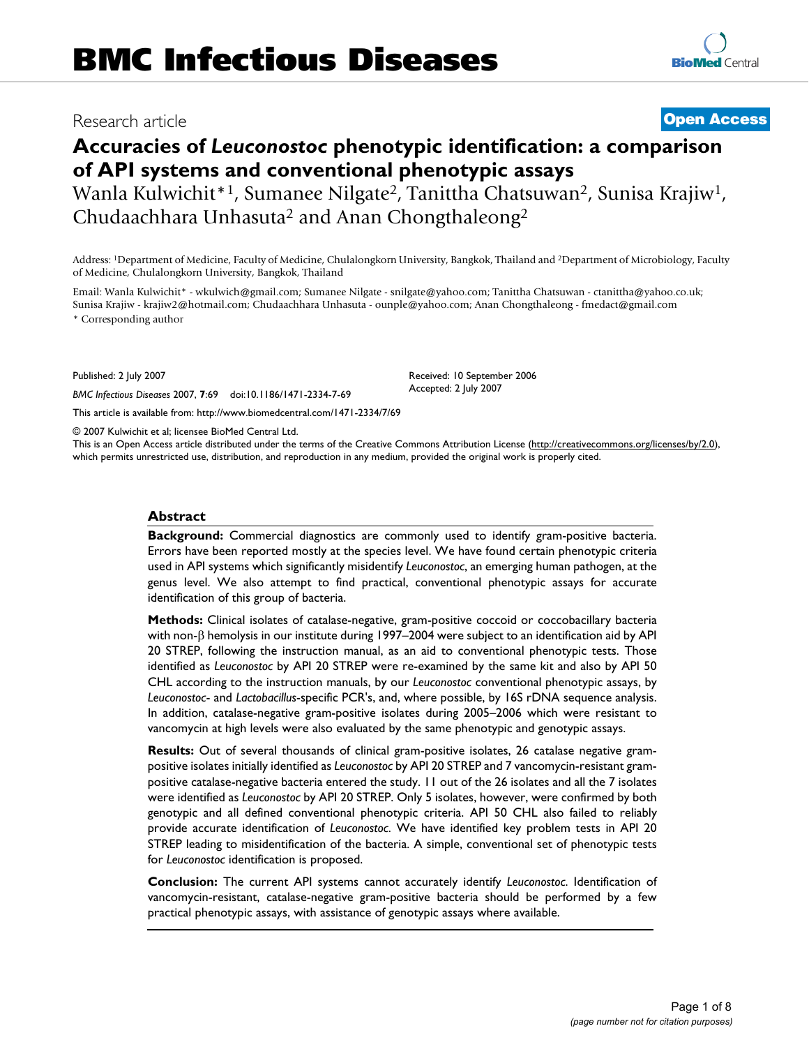# BMC Infectious Diseases

Research article

**Open Access**

# Accuracies of *Leuconostoc* phenotypic identification: a comparison of API systems and conventional phenotypic assays

Wanla Kulwichit*[1], Sumanee Nilgate[2], Tanittha Chatsuwan[2], Sunisa Krajiw[1], Chudaachhara Unhasuta[2] and Anan Chongthaleong[2]

Address: [1]Department of Medicine, Faculty of Medicine, Chulalongkorn University, Bangkok, Thailand and [2]Department of Microbiology, Faculty of Medicine, Chulalongkorn University, Bangkok, Thailand

Email: Wanla Kulwichit* - wkulwich@gmail.com; Sumanee Nilgate - snilgate@yahoo.com; Tanittha Chatsuwan - ctanittha@yahoo.co.uk; Sunisa Krajiw - krajiw2@hotmail.com; Chudaachhara Unhasuta - ounple@yahoo.com; Anan Chongthaleong - fmedact@gmail.com

\* Corresponding author

Published: 2 July 2007

*BMC Infectious Diseases* 2007, **7**:69 doi:10.1186/1471-2334-7-69

Received: 10 September 2006
Accepted: 2 July 2007

This article is available from: http://www.biomedcentral.com/1471-2334/7/69

© 2007 Kulwichit et al; licensee BioMed Central Ltd.
This is an Open Access article distributed under the terms of the Creative Commons Attribution License (http://creativecommons.org/licenses/by/2.0), which permits unrestricted use, distribution, and reproduction in any medium, provided the original work is properly cited.

## Abstract

**Background:** Commercial diagnostics are commonly used to identify gram-positive bacteria. Errors have been reported mostly at the species level. We have found certain phenotypic criteria used in API systems which significantly misidentify *Leuconostoc*, an emerging human pathogen, at the genus level. We also attempt to find practical, conventional phenotypic assays for accurate identification of this group of bacteria.

**Methods:** Clinical isolates of catalase-negative, gram-positive coccoid or coccobacillary bacteria with non-β hemolysis in our institute during 1997–2004 were subject to an identification aid by API 20 STREP, following the instruction manual, as an aid to conventional phenotypic tests. Those identified as *Leuconostoc* by API 20 STREP were re-examined by the same kit and also by API 50 CHL according to the instruction manuals, by our *Leuconostoc* conventional phenotypic assays, by *Leuconostoc*- and *Lactobacillus*-specific PCR's, and, where possible, by 16S rDNA sequence analysis. In addition, catalase-negative gram-positive isolates during 2005–2006 which were resistant to vancomycin at high levels were also evaluated by the same phenotypic and genotypic assays.

**Results:** Out of several thousands of clinical gram-positive isolates, 26 catalase negative gram-positive isolates initially identified as *Leuconostoc* by API 20 STREP and 7 vancomycin-resistant gram-positive catalase-negative bacteria entered the study. 11 out of the 26 isolates and all the 7 isolates were identified as *Leuconostoc* by API 20 STREP. Only 5 isolates, however, were confirmed by both genotypic and all defined conventional phenotypic criteria. API 50 CHL also failed to reliably provide accurate identification of *Leuconostoc*. We have identified key problem tests in API 20 STREP leading to misidentification of the bacteria. A simple, conventional set of phenotypic tests for *Leuconostoc* identification is proposed.

**Conclusion:** The current API systems cannot accurately identify *Leuconostoc*. Identification of vancomycin-resistant, catalase-negative gram-positive bacteria should be performed by a few practical phenotypic assays, with assistance of genotypic assays where available.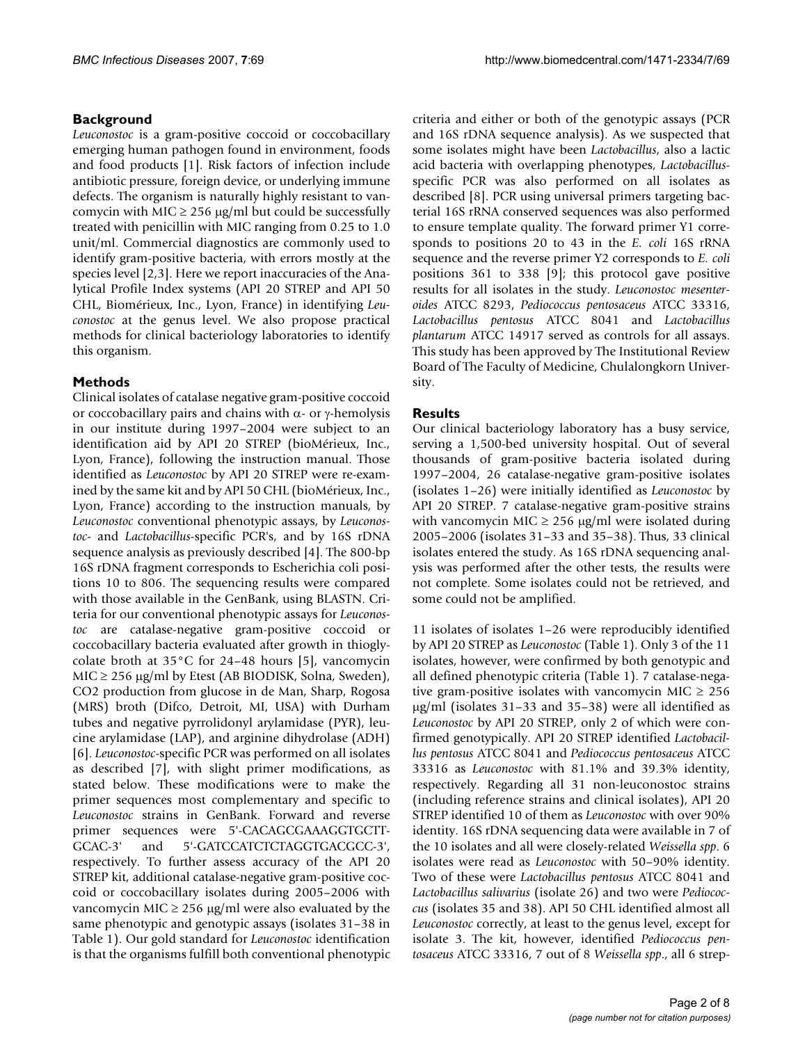## Background

*Leuconostoc* is a gram-positive coccoid or coccobacillary emerging human pathogen found in environment, foods and food products [1]. Risk factors of infection include antibiotic pressure, foreign device, or underlying immune defects. The organism is naturally highly resistant to vancomycin with MIC ≥ 256 μg/ml but could be successfully treated with penicillin with MIC ranging from 0.25 to 1.0 unit/ml. Commercial diagnostics are commonly used to identify gram-positive bacteria, with errors mostly at the species level [2,3]. Here we report inaccuracies of the Analytical Profile Index systems (API 20 STREP and API 50 CHL, Biomérieux, Inc., Lyon, France) in identifying *Leuconostoc* at the genus level. We also propose practical methods for clinical bacteriology laboratories to identify this organism.

## Methods

Clinical isolates of catalase negative gram-positive coccoid or coccobacillary pairs and chains with α- or γ-hemolysis in our institute during 1997–2004 were subject to an identification aid by API 20 STREP (bioMérieux, Inc., Lyon, France), following the instruction manual. Those identified as *Leuconostoc* by API 20 STREP were re-examined by the same kit and by API 50 CHL (bioMérieux, Inc., Lyon, France) according to the instruction manuals, by *Leuconostoc* conventional phenotypic assays, by *Leuconostoc*- and *Lactobacillus*-specific PCR's, and by 16S rDNA sequence analysis as previously described [4]. The 800-bp 16S rDNA fragment corresponds to Escherichia coli positions 10 to 806. The sequencing results were compared with those available in the GenBank, using BLASTN. Criteria for our conventional phenotypic assays for *Leuconostoc* are catalase-negative gram-positive coccoid or coccobacillary bacteria evaluated after growth in thioglycolate broth at 35°C for 24–48 hours [5], vancomycin MIC ≥ 256 μg/ml by Etest (AB BIODISK, Solna, Sweden), CO2 production from glucose in de Man, Sharp, Rogosa (MRS) broth (Difco, Detroit, MI, USA) with Durham tubes and negative pyrrolidonyl arylamidase (PYR), leucine arylamidase (LAP), and arginine dihydrolase (ADH) [6]. *Leuconostoc*-specific PCR was performed on all isolates as described [7], with slight primer modifications, as stated below. These modifications were to make the primer sequences most complementary and specific to *Leuconostoc* strains in GenBank. Forward and reverse primer sequences were 5'-CACAGCGAAAGGTGCTT-GCAC-3' and 5'-GATCCATCTCTAGGTGACGCC-3', respectively. To further assess accuracy of the API 20 STREP kit, additional catalase-negative gram-positive coccoid or coccobacillary isolates during 2005–2006 with vancomycin MIC ≥ 256 μg/ml were also evaluated by the same phenotypic and genotypic assays (isolates 31–38 in Table 1). Our gold standard for *Leuconostoc* identification is that the organisms fulfill both conventional phenotypic criteria and either or both of the genotypic assays (PCR and 16S rDNA sequence analysis). As we suspected that some isolates might have been *Lactobacillus*, also a lactic acid bacteria with overlapping phenotypes, *Lactobacillus*-specific PCR was also performed on all isolates as described [8]. PCR using universal primers targeting bacterial 16S rRNA conserved sequences was also performed to ensure template quality. The forward primer Y1 corresponds to positions 20 to 43 in the *E. coli* 16S rRNA sequence and the reverse primer Y2 corresponds to *E. coli* positions 361 to 338 [9]; this protocol gave positive results for all isolates in the study. *Leuconostoc mesenteroides* ATCC 8293, *Pediococcus pentosaceus* ATCC 33316, *Lactobacillus pentosus* ATCC 8041 and *Lactobacillus plantarum* ATCC 14917 served as controls for all assays. This study has been approved by The Institutional Review Board of The Faculty of Medicine, Chulalongkorn University.

## Results

Our clinical bacteriology laboratory has a busy service, serving a 1,500-bed university hospital. Out of several thousands of gram-positive bacteria isolated during 1997–2004, 26 catalase-negative gram-positive isolates (isolates 1–26) were initially identified as *Leuconostoc* by API 20 STREP. 7 catalase-negative gram-positive strains with vancomycin MIC ≥ 256 μg/ml were isolated during 2005–2006 (isolates 31–33 and 35–38). Thus, 33 clinical isolates entered the study. As 16S rDNA sequencing analysis was performed after the other tests, the results were not complete. Some isolates could not be retrieved, and some could not be amplified.

11 isolates of isolates 1–26 were reproducibly identified by API 20 STREP as *Leuconostoc* (Table 1). Only 3 of the 11 isolates, however, were confirmed by both genotypic and all defined phenotypic criteria (Table 1). 7 catalase-negative gram-positive isolates with vancomycin MIC ≥ 256 μg/ml (isolates 31–33 and 35–38) were all identified as *Leuconostoc* by API 20 STREP, only 2 of which were confirmed genotypically. API 20 STREP identified *Lactobacillus pentosus* ATCC 8041 and *Pediococcus pentosaceus* ATCC 33316 as *Leuconostoc* with 81.1% and 39.3% identity, respectively. Regarding all 31 non-leuconostoc strains (including reference strains and clinical isolates), API 20 STREP identified 10 of them as *Leuconostoc* with over 90% identity. 16S rDNA sequencing data were available in 7 of the 10 isolates and all were closely-related *Weissella spp*. 6 isolates were read as *Leuconostoc* with 50–90% identity. Two of these were *Lactobacillus pentosus* ATCC 8041 and *Lactobacillus salivarius* (isolate 26) and two were *Pediococcus* (isolates 35 and 38). API 50 CHL identified almost all *Leuconostoc* correctly, at least to the genus level, except for isolate 3. The kit, however, identified *Pediococcus pentosaceus* ATCC 33316, 7 out of 8 *Weissella spp*., all 6 strep-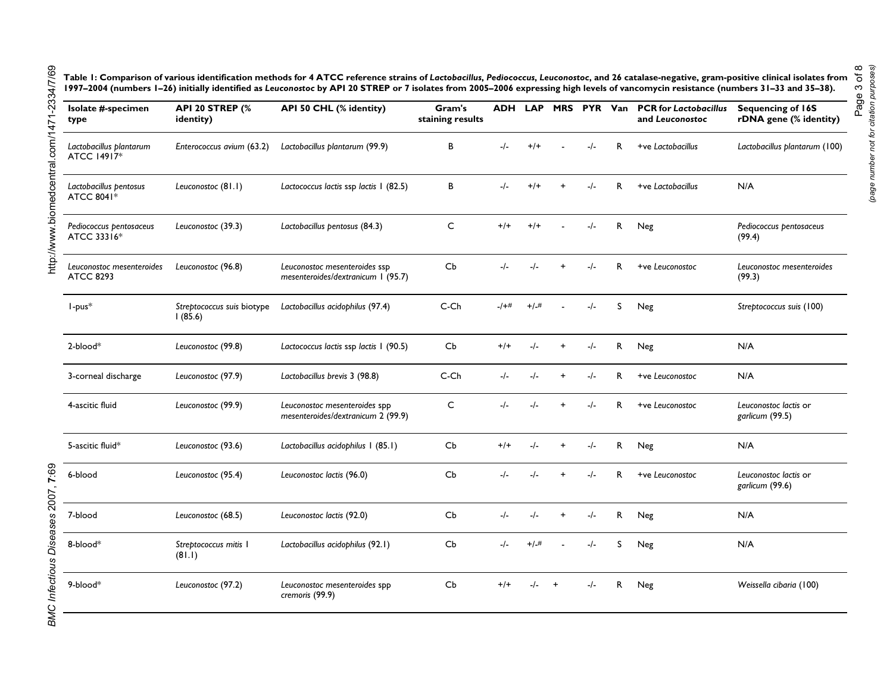**Table 1: Comparison of various identification methods for 4 ATCC reference strains of *Lactobacillus*, *Pediococcus*, *Leuconostoc*, and 26 catalase-negative, gram-positive clinical isolates from 1997–2004 (numbers 1–26) initially identified as *Leuconostoc* by API 20 STREP or 7 isolates from 2005–2006 expressing high levels of vancomycin resistance (numbers 31–33 and 35–38).**

| Isolate #-specimen type | API 20 STREP (% identity) | API 50 CHL (% identity) | Gram's staining results | ADH | LAP | MRS | PYR | Van | PCR for *Lactobacillus* and *Leuconostoc* | Sequencing of 16S rDNA gene (% identity) |
|---|---|---|---|---|---|---|---|---|---|---|
| *Lactobacillus plantarum* ATCC 14917* | *Enterococcus avium* (63.2) | *Lactobacillus plantarum* (99.9) | B | -/- | +/+ | - | -/- | R | +ve *Lactobacillus* | *Lactobacillus plantarum* (100) |
| *Lactobacillus pentosus* ATCC 8041* | *Leuconostoc* (81.1) | *Lactococcus lactis* ssp *lactis* 1 (82.5) | B | -/- | +/+ | + | -/- | R | +ve *Lactobacillus* | N/A |
| *Pediococcus pentosaceus* ATCC 33316* | *Leuconostoc* (39.3) | *Lactobacillus pentosus* (84.3) | C | +/+ | +/+ | - | -/- | R | Neg | *Pediococcus pentosaceus* (99.4) |
| *Leuconostoc mesenteroides* ATCC 8293 | *Leuconostoc* (96.8) | *Leuconostoc mesenteroides* ssp *mesenteroides/dextranicum* 1 (95.7) | Cb | -/- | -/- | + | -/- | R | +ve *Leuconostoc* | *Leuconostoc mesenteroides* (99.3) |
| 1-pus* | *Streptococcus suis* biotype 1 (85.6) | *Lactobacillus acidophilus* (97.4) | C-Ch | -/+# | +/-# | - | -/- | S | Neg | *Streptococcus suis* (100) |
| 2-blood* | *Leuconostoc* (99.8) | *Lactococcus lactis* ssp *lactis* 1 (90.5) | Cb | +/+ | -/- | + | -/- | R | Neg | N/A |
| 3-corneal discharge | *Leuconostoc* (97.9) | *Lactobacillus brevis* 3 (98.8) | C-Ch | -/- | -/- | + | -/- | R | +ve *Leuconostoc* | N/A |
| 4-ascitic fluid | *Leuconostoc* (99.9) | *Leuconostoc mesenteroides* spp *mesenteroides/dextranicum* 2 (99.9) | C | -/- | -/- | + | -/- | R | +ve *Leuconostoc* | *Leuconostoc lactis* or *garlicum* (99.5) |
| 5-ascitic fluid* | *Leuconostoc* (93.6) | *Lactobacillus acidophilus* 1 (85.1) | Cb | +/+ | -/- | + | -/- | R | Neg | N/A |
| 6-blood | *Leuconostoc* (95.4) | *Leuconostoc lactis* (96.0) | Cb | -/- | -/- | + | -/- | R | +ve *Leuconostoc* | *Leuconostoc lactis* or *garlicum* (99.6) |
| 7-blood | *Leuconostoc* (68.5) | *Leuconostoc lactis* (92.0) | Cb | -/- | -/- | + | -/- | R | Neg | N/A |
| 8-blood* | *Streptococcus mitis* 1 (81.1) | *Lactobacillus acidophilus* (92.1) | Cb | -/- | +/-# | - | -/- | S | Neg | N/A |
| 9-blood* | *Leuconostoc* (97.2) | *Leuconostoc mesenteroides* spp *cremoris* (99.9) | Cb | +/+ | -/- | + | -/- | R | Neg | *Weissella cibaria* (100) |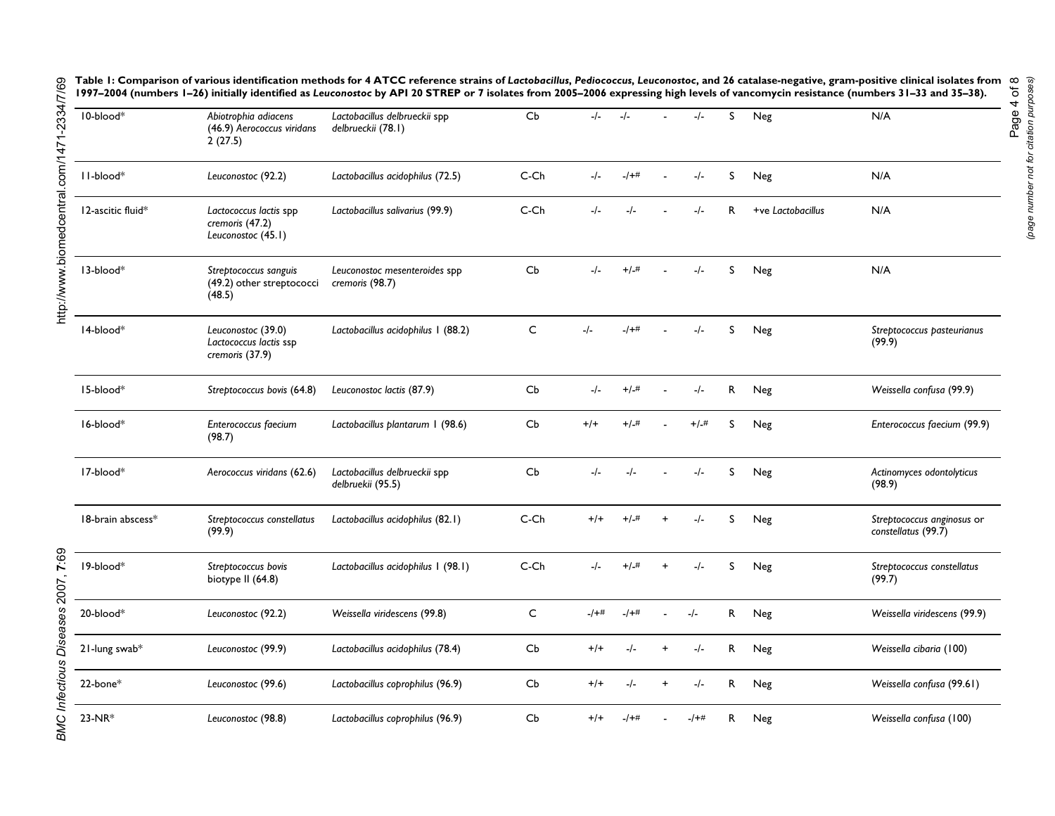**Table 1: Comparison of various identification methods for 4 ATCC reference strains of *Lactobacillus*, *Pediococcus*, *Leuconostoc*, and 26 catalase-negative, gram-positive clinical isolates from 1997–2004 (numbers 1–26) initially identified as *Leuconostoc* by API 20 STREP or 7 isolates from 2005–2006 expressing high levels of vancomycin resistance (numbers 31–33 and 35–38).**

| | | | | | | | | | | |
|---|---|---|---|---|---|---|---|---|---|---|
| 10-blood* | *Abiotrophia adiacens* (46.9) *Aerococcus viridans* 2 (27.5) | *Lactobacillus delbrueckii* spp *delbrueckii* (78.1) | Cb | -/- | -/- | - | -/- | S | Neg | N/A |
| 11-blood* | *Leuconostoc* (92.2) | *Lactobacillus acidophilus* (72.5) | C-Ch | -/- | -/+# | - | -/- | S | Neg | N/A |
| 12-ascitic fluid* | *Lactococcus lactis* spp *cremoris* (47.2) *Leuconostoc* (45.1) | *Lactobacillus salivarius* (99.9) | C-Ch | -/- | -/- | - | -/- | R | +ve *Lactobacillus* | N/A |
| 13-blood* | *Streptococcus sanguis* (49.2) other streptococci (48.5) | *Leuconostoc mesenteroides* spp *cremoris* (98.7) | Cb | -/- | +/-# | - | -/- | S | Neg | N/A |
| 14-blood* | *Leuconostoc* (39.0) *Lactococcus lactis* ssp *cremoris* (37.9) | *Lactobacillus acidophilus* 1 (88.2) | C | -/- | -/+# | - | -/- | S | Neg | *Streptococcus pasteurianus* (99.9) |
| 15-blood* | *Streptococcus bovis* (64.8) | *Leuconostoc lactis* (87.9) | Cb | -/- | +/-# | - | -/- | R | Neg | *Weissella confusa* (99.9) |
| 16-blood* | *Enterococcus faecium* (98.7) | *Lactobacillus plantarum* 1 (98.6) | Cb | +/+ | +/-# | - | +/-# | S | Neg | *Enterococcus faecium* (99.9) |
| 17-blood* | *Aerococcus viridans* (62.6) | *Lactobacillus delbrueckii* spp *delbruekii* (95.5) | Cb | -/- | -/- | - | -/- | S | Neg | *Actinomyces odontolyticus* (98.9) |
| 18-brain abscess* | *Streptococcus constellatus* (99.9) | *Lactobacillus acidophilus* (82.1) | C-Ch | +/+ | +/-# | + | -/- | S | Neg | *Streptococcus anginosus* or *constellatus* (99.7) |
| 19-blood* | *Streptococcus bovis* biotype II (64.8) | *Lactobacillus acidophilus* 1 (98.1) | C-Ch | -/- | +/-# | + | -/- | S | Neg | *Streptococcus constellatus* (99.7) |
| 20-blood* | *Leuconostoc* (92.2) | *Weissella viridescens* (99.8) | C | -/+# | -/+# | - | -/- | R | Neg | *Weissella viridescens* (99.9) |
| 21-lung swab* | *Leuconostoc* (99.9) | *Lactobacillus acidophilus* (78.4) | Cb | +/+ | -/- | + | -/- | R | Neg | *Weissella cibaria* (100) |
| 22-bone* | *Leuconostoc* (99.6) | *Lactobacillus coprophilus* (96.9) | Cb | +/+ | -/- | + | -/- | R | Neg | *Weissella confusa* (99.61) |
| 23-NR* | *Leuconostoc* (98.8) | *Lactobacillus coprophilus* (96.9) | Cb | +/+ | -/+# | - | -/+# | R | Neg | *Weissella confusa* (100) |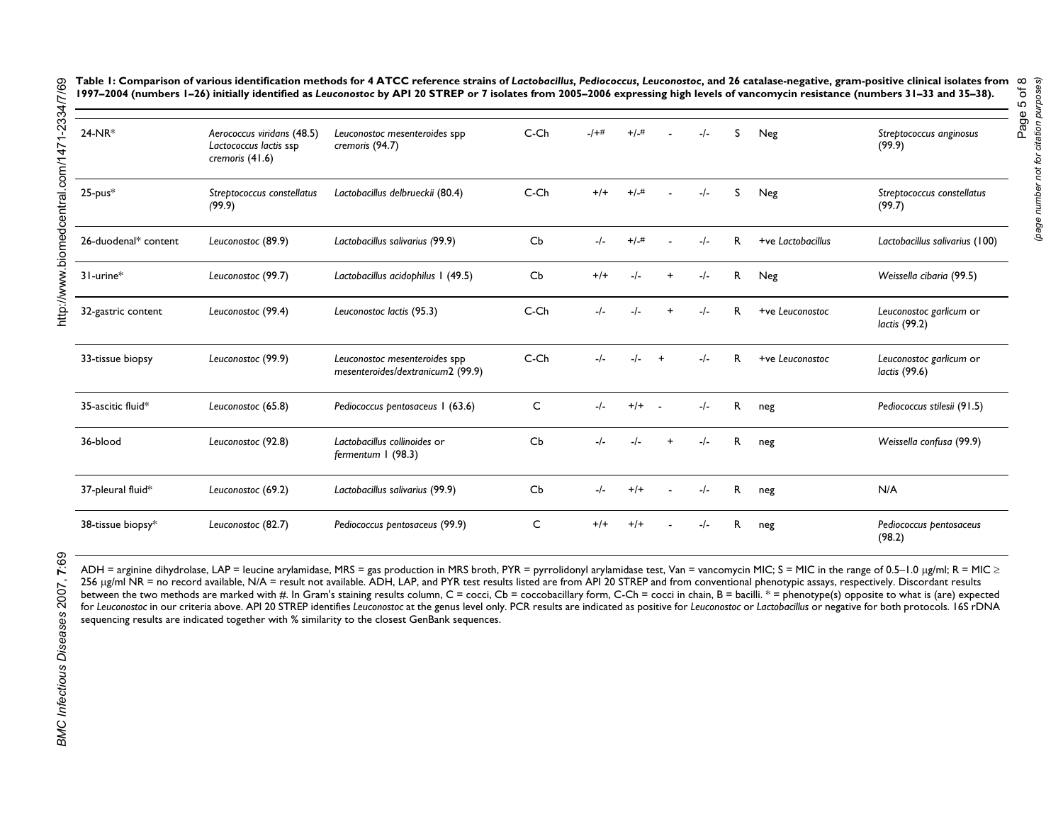**Table 1: Comparison of various identification methods for 4 ATCC reference strains of *Lactobacillus*, *Pediococcus*, *Leuconostoc*, and 26 catalase-negative, gram-positive clinical isolates from 1997–2004 (numbers 1–26) initially identified as *Leuconostoc* by API 20 STREP or 7 isolates from 2005–2006 expressing high levels of vancomycin resistance (numbers 31–33 and 35–38).**

| | | | | | | | | | | |
|---|---|---|---|---|---|---|---|---|---|---|
| 24-NR* | *Aerococcus viridans* (48.5) *Lactococcus lactis* ssp *cremoris* (41.6) | *Leuconostoc mesenteroides* spp *cremoris* (94.7) | C-Ch | -/+# | +/-# | - | -/- | S | Neg | *Streptococcus anginosus* (99.9) |
| 25-pus* | *Streptococcus constellatus* (99.9) | *Lactobacillus delbrueckii* (80.4) | C-Ch | +/+ | +/-# | - | -/- | S | Neg | *Streptococcus constellatus* (99.7) |
| 26-duodenal* content | *Leuconostoc* (89.9) | *Lactobacillus salivarius* (99.9) | Cb | -/- | +/-# | - | -/- | R | +ve *Lactobacillus* | *Lactobacillus salivarius* (100) |
| 31-urine* | *Leuconostoc* (99.7) | *Lactobacillus acidophilus* 1 (49.5) | Cb | +/+ | -/- | + | -/- | R | Neg | *Weissella cibaria* (99.5) |
| 32-gastric content | *Leuconostoc* (99.4) | *Leuconostoc lactis* (95.3) | C-Ch | -/- | -/- | + | -/- | R | +ve *Leuconostoc* | *Leuconostoc garlicum* or *lactis* (99.2) |
| 33-tissue biopsy | *Leuconostoc* (99.9) | *Leuconostoc mesenteroides* spp *mesenteroides/dextranicum*2 (99.9) | C-Ch | -/- | -/- | + | -/- | R | +ve *Leuconostoc* | *Leuconostoc garlicum* or *lactis* (99.6) |
| 35-ascitic fluid* | *Leuconostoc* (65.8) | *Pediococcus pentosaceus* 1 (63.6) | C | -/- | +/+ | - | -/- | R | neg | *Pediococcus stilesii* (91.5) |
| 36-blood | *Leuconostoc* (92.8) | *Lactobacillus collinoides* or *fermentum* 1 (98.3) | Cb | -/- | -/- | + | -/- | R | neg | *Weissella confusa* (99.9) |
| 37-pleural fluid* | *Leuconostoc* (69.2) | *Lactobacillus salivarius* (99.9) | Cb | -/- | +/+ | - | -/- | R | neg | N/A |
| 38-tissue biopsy* | *Leuconostoc* (82.7) | *Pediococcus pentosaceus* (99.9) | C | +/+ | +/+ | - | -/- | R | neg | *Pediococcus pentosaceus* (98.2) |

ADH = arginine dihydrolase, LAP = leucine arylamidase, MRS = gas production in MRS broth, PYR = pyrrolidonyl arylamidase test, Van = vancomycin MIC; S = MIC in the range of 0.5–1.0 μg/ml; R = MIC ≥ 256 μg/ml NR = no record available, N/A = result not available. ADH, LAP, and PYR test results listed are from API 20 STREP and from conventional phenotypic assays, respectively. Discordant results between the two methods are marked with #. In Gram's staining results column, C = cocci, Cb = coccobacillary form, C-Ch = cocci in chain, B = bacilli. * = phenotype(s) opposite to what is (are) expected for *Leuconostoc* in our criteria above. API 20 STREP identifies *Leuconostoc* at the genus level only. PCR results are indicated as positive for *Leuconostoc* or *Lactobacillus* or negative for both protocols. 16S rDNA sequencing results are indicated together with % similarity to the closest GenBank sequences.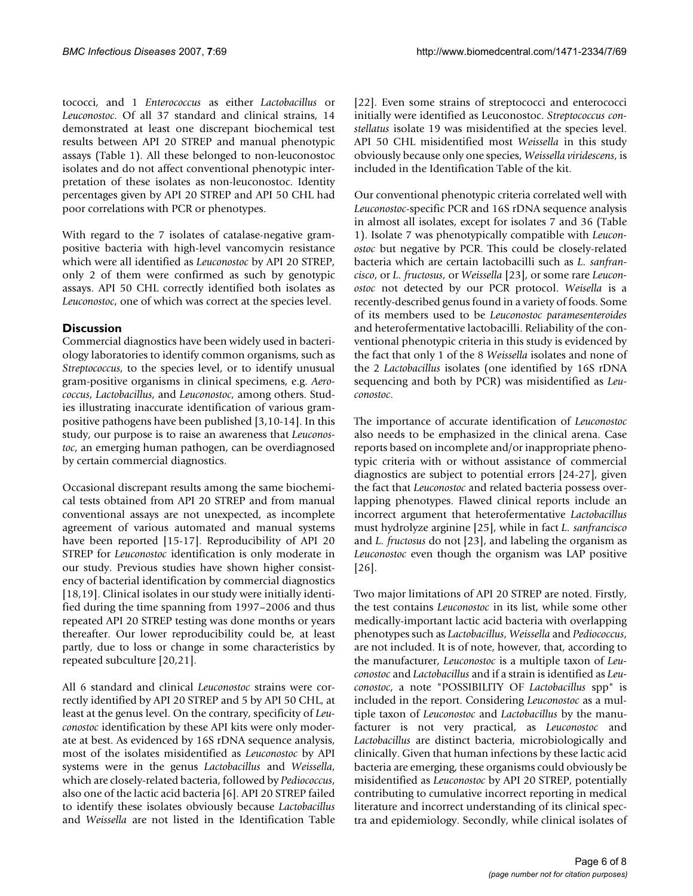tococci, and 1 *Enterococcus* as either *Lactobacillus* or *Leuconostoc*. Of all 37 standard and clinical strains, 14 demonstrated at least one discrepant biochemical test results between API 20 STREP and manual phenotypic assays (Table 1). All these belonged to non-leuconostoc isolates and do not affect conventional phenotypic interpretation of these isolates as non-leuconostoc. Identity percentages given by API 20 STREP and API 50 CHL had poor correlations with PCR or phenotypes.

With regard to the 7 isolates of catalase-negative gram-positive bacteria with high-level vancomycin resistance which were all identified as *Leuconostoc* by API 20 STREP, only 2 of them were confirmed as such by genotypic assays. API 50 CHL correctly identified both isolates as *Leuconostoc*, one of which was correct at the species level.

## Discussion

Commercial diagnostics have been widely used in bacteriology laboratories to identify common organisms, such as *Streptococcus*, to the species level, or to identify unusual gram-positive organisms in clinical specimens, e.g. *Aerococcus*, *Lactobacillus*, and *Leuconostoc*, among others. Studies illustrating inaccurate identification of various gram-positive pathogens have been published [3,10-14]. In this study, our purpose is to raise an awareness that *Leuconostoc*, an emerging human pathogen, can be overdiagnosed by certain commercial diagnostics.

Occasional discrepant results among the same biochemical tests obtained from API 20 STREP and from manual conventional assays are not unexpected, as incomplete agreement of various automated and manual systems have been reported [15-17]. Reproducibility of API 20 STREP for *Leuconostoc* identification is only moderate in our study. Previous studies have shown higher consistency of bacterial identification by commercial diagnostics [18,19]. Clinical isolates in our study were initially identified during the time spanning from 1997–2006 and thus repeated API 20 STREP testing was done months or years thereafter. Our lower reproducibility could be, at least partly, due to loss or change in some characteristics by repeated subculture [20,21].

All 6 standard and clinical *Leuconostoc* strains were correctly identified by API 20 STREP and 5 by API 50 CHL, at least at the genus level. On the contrary, specificity of *Leuconostoc* identification by these API kits were only moderate at best. As evidenced by 16S rDNA sequence analysis, most of the isolates misidentified as *Leuconostoc* by API systems were in the genus *Lactobacillus* and *Weissella*, which are closely-related bacteria, followed by *Pediococcus*, also one of the lactic acid bacteria [6]. API 20 STREP failed to identify these isolates obviously because *Lactobacillus* and *Weissella* are not listed in the Identification Table [22]. Even some strains of streptococci and enterococci initially were identified as Leuconostoc. *Streptococcus constellatus* isolate 19 was misidentified at the species level. API 50 CHL misidentified most *Weissella* in this study obviously because only one species, *Weissella viridescens*, is included in the Identification Table of the kit.

Our conventional phenotypic criteria correlated well with *Leuconostoc*-specific PCR and 16S rDNA sequence analysis in almost all isolates, except for isolates 7 and 36 (Table 1). Isolate 7 was phenotypically compatible with *Leuconostoc* but negative by PCR. This could be closely-related bacteria which are certain lactobacilli such as *L. sanfrancisco*, or *L. fructosus*, or *Weissella* [23], or some rare *Leuconostoc* not detected by our PCR protocol. *Weisella* is a recently-described genus found in a variety of foods. Some of its members used to be *Leuconostoc paramesenteroides* and heterofermentative lactobacilli. Reliability of the conventional phenotypic criteria in this study is evidenced by the fact that only 1 of the 8 *Weissella* isolates and none of the 2 *Lactobacillus* isolates (one identified by 16S rDNA sequencing and both by PCR) was misidentified as *Leuconostoc*.

The importance of accurate identification of *Leuconostoc* also needs to be emphasized in the clinical arena. Case reports based on incomplete and/or inappropriate phenotypic criteria with or without assistance of commercial diagnostics are subject to potential errors [24-27], given the fact that *Leuconostoc* and related bacteria possess overlapping phenotypes. Flawed clinical reports include an incorrect argument that heterofermentative *Lactobacillus* must hydrolyze arginine [25], while in fact *L. sanfrancisco* and *L. fructosus* do not [23], and labeling the organism as *Leuconostoc* even though the organism was LAP positive [26].

Two major limitations of API 20 STREP are noted. Firstly, the test contains *Leuconostoc* in its list, while some other medically-important lactic acid bacteria with overlapping phenotypes such as *Lactobacillus*, *Weissella* and *Pediococcus*, are not included. It is of note, however, that, according to the manufacturer, *Leuconostoc* is a multiple taxon of *Leuconostoc* and *Lactobacillus* and if a strain is identified as *Leuconostoc*, a note "POSSIBILITY OF *Lactobacillus* spp" is included in the report. Considering *Leuconostoc* as a multiple taxon of *Leuconostoc* and *Lactobacillus* by the manufacturer is not very practical, as *Leuconostoc* and *Lactobacillus* are distinct bacteria, microbiologically and clinically. Given that human infections by these lactic acid bacteria are emerging, these organisms could obviously be misidentified as *Leuconostoc* by API 20 STREP, potentially contributing to cumulative incorrect reporting in medical literature and incorrect understanding of its clinical spectra and epidemiology. Secondly, while clinical isolates of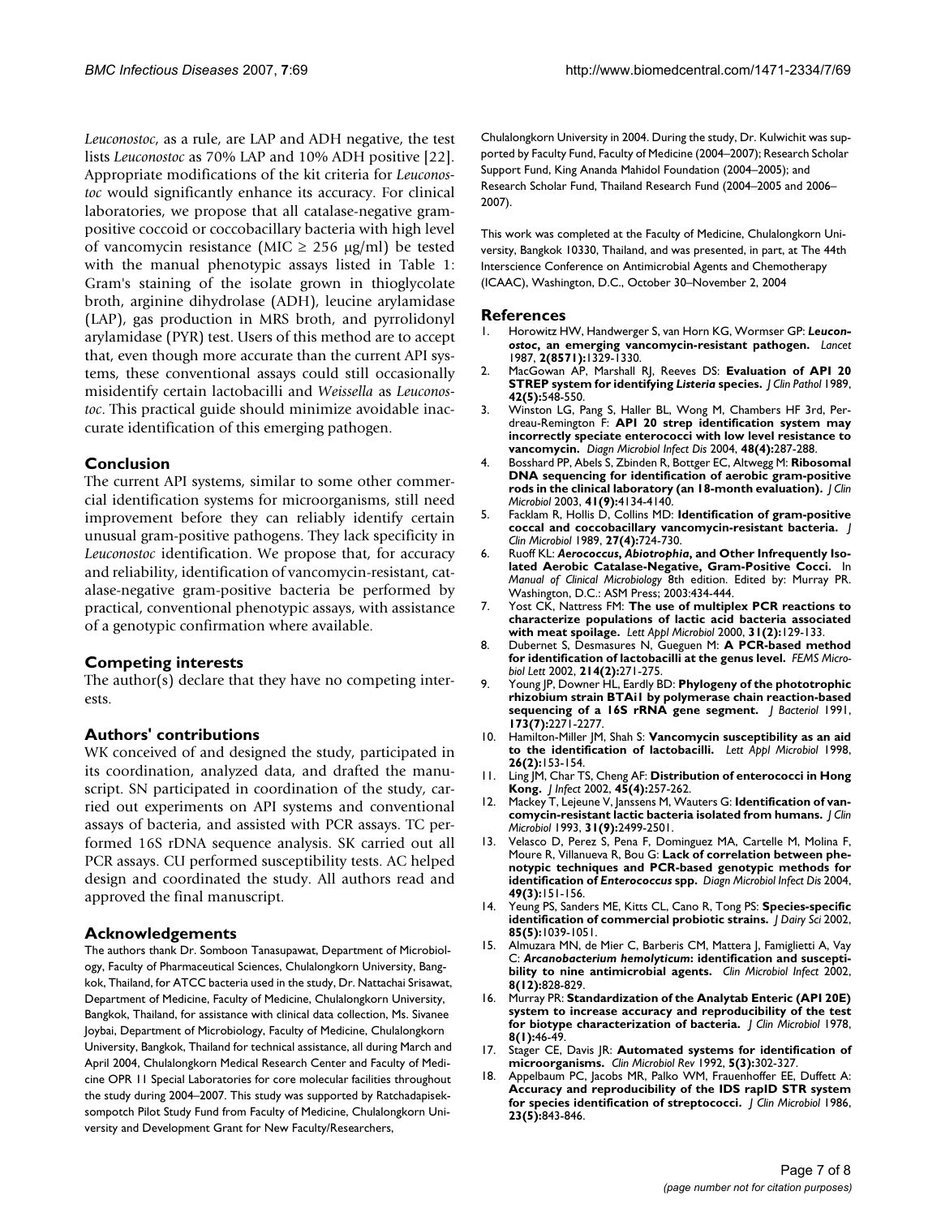*Leuconostoc*, as a rule, are LAP and ADH negative, the test lists *Leuconostoc* as 70% LAP and 10% ADH positive [22]. Appropriate modifications of the kit criteria for *Leuconostoc* would significantly enhance its accuracy. For clinical laboratories, we propose that all catalase-negative gram-positive coccoid or coccobacillary bacteria with high level of vancomycin resistance (MIC ≥ 256 μg/ml) be tested with the manual phenotypic assays listed in Table 1: Gram's staining of the isolate grown in thioglycolate broth, arginine dihydrolase (ADH), leucine arylamidase (LAP), gas production in MRS broth, and pyrrolidonyl arylamidase (PYR) test. Users of this method are to accept that, even though more accurate than the current API systems, these conventional assays could still occasionally misidentify certain lactobacilli and *Weissella* as *Leuconostoc*. This practical guide should minimize avoidable inaccurate identification of this emerging pathogen.

## Conclusion

The current API systems, similar to some other commercial identification systems for microorganisms, still need improvement before they can reliably identify certain unusual gram-positive pathogens. They lack specificity in *Leuconostoc* identification. We propose that, for accuracy and reliability, identification of vancomycin-resistant, catalase-negative gram-positive bacteria be performed by practical, conventional phenotypic assays, with assistance of a genotypic confirmation where available.

## Competing interests

The author(s) declare that they have no competing interests.

## Authors' contributions

WK conceived of and designed the study, participated in its coordination, analyzed data, and drafted the manuscript. SN participated in coordination of the study, carried out experiments on API systems and conventional assays of bacteria, and assisted with PCR assays. TC performed 16S rDNA sequence analysis. SK carried out all PCR assays. CU performed susceptibility tests. AC helped design and coordinated the study. All authors read and approved the final manuscript.

## Acknowledgements

The authors thank Dr. Somboon Tanasupawat, Department of Microbiology, Faculty of Pharmaceutical Sciences, Chulalongkorn University, Bangkok, Thailand, for ATCC bacteria used in the study, Dr. Nattachai Srisawat, Department of Medicine, Faculty of Medicine, Chulalongkorn University, Bangkok, Thailand, for assistance with clinical data collection, Ms. Sivanee Joybai, Department of Microbiology, Faculty of Medicine, Chulalongkorn University, Bangkok, Thailand for technical assistance, all during March and April 2004, Chulalongkorn Medical Research Center and Faculty of Medicine OPR 11 Special Laboratories for core molecular facilities throughout the study during 2004–2007. This study was supported by Ratchadapiseksompotch Pilot Study Fund from Faculty of Medicine, Chulalongkorn University and Development Grant for New Faculty/Researchers, Chulalongkorn University in 2004. During the study, Dr. Kulwichit was supported by Faculty Fund, Faculty of Medicine (2004–2007); Research Scholar Support Fund, King Ananda Mahidol Foundation (2004–2005); and Research Scholar Fund, Thailand Research Fund (2004–2005 and 2006–2007).

This work was completed at the Faculty of Medicine, Chulalongkorn University, Bangkok 10330, Thailand, and was presented, in part, at The 44th Interscience Conference on Antimicrobial Agents and Chemotherapy (ICAAC), Washington, D.C., October 30–November 2, 2004

## References

1. Horowitz HW, Handwerger S, van Horn KG, Wormser GP: ***Leuconostoc*, an emerging vancomycin-resistant pathogen.** *Lancet* 1987, **2(8571):**1329-1330.
2. MacGowan AP, Marshall RJ, Reeves DS: **Evaluation of API 20 STREP system for identifying *Listeria* species.** *J Clin Pathol* 1989, **42(5):**548-550.
3. Winston LG, Pang S, Haller BL, Wong M, Chambers HF 3rd, Perdreau-Remington F: **API 20 strep identification system may incorrectly speciate enterococci with low level resistance to vancomycin.** *Diagn Microbiol Infect Dis* 2004, **48(4):**287-288.
4. Bosshard PP, Abels S, Zbinden R, Bottger EC, Altwegg M: **Ribosomal DNA sequencing for identification of aerobic gram-positive rods in the clinical laboratory (an 18-month evaluation).** *J Clin Microbiol* 2003, **41(9):**4134-4140.
5. Facklam R, Hollis D, Collins MD: **Identification of gram-positive coccal and coccobacillary vancomycin-resistant bacteria.** *J Clin Microbiol* 1989, **27(4):**724-730.
6. Ruoff KL: ***Aerococcus*, *Abiotrophia*, and Other Infrequently Isolated Aerobic Catalase-Negative, Gram-Positive Cocci.** In *Manual of Clinical Microbiology* 8th edition. Edited by: Murray PR. Washington, D.C.: ASM Press; 2003:434-444.
7. Yost CK, Nattress FM: **The use of multiplex PCR reactions to characterize populations of lactic acid bacteria associated with meat spoilage.** *Lett Appl Microbiol* 2000, **31(2):**129-133.
8. Dubernet S, Desmasures N, Gueguen M: **A PCR-based method for identification of lactobacilli at the genus level.** *FEMS Microbiol Lett* 2002, **214(2):**271-275.
9. Young JP, Downer HL, Eardly BD: **Phylogeny of the phototrophic rhizobium strain BTAi1 by polymerase chain reaction-based sequencing of a 16S rRNA gene segment.** *J Bacteriol* 1991, **173(7):**2271-2277.
10. Hamilton-Miller JM, Shah S: **Vancomycin susceptibility as an aid to the identification of lactobacilli.** *Lett Appl Microbiol* 1998, **26(2):**153-154.
11. Ling JM, Char TS, Cheng AF: **Distribution of enterococci in Hong Kong.** *J Infect* 2002, **45(4):**257-262.
12. Mackey T, Lejeune V, Janssens M, Wauters G: **Identification of vancomycin-resistant lactic bacteria isolated from humans.** *J Clin Microbiol* 1993, **31(9):**2499-2501.
13. Velasco D, Perez S, Pena F, Dominguez MA, Cartelle M, Molina F, Moure R, Villanueva R, Bou G: **Lack of correlation between phenotypic techniques and PCR-based genotypic methods for identification of *Enterococcus* spp.** *Diagn Microbiol Infect Dis* 2004, **49(3):**151-156.
14. Yeung PS, Sanders ME, Kitts CL, Cano R, Tong PS: **Species-specific identification of commercial probiotic strains.** *J Dairy Sci* 2002, **85(5):**1039-1051.
15. Almuzara MN, de Mier C, Barberis CM, Mattera J, Famiglietti A, Vay C: ***Arcanobacterium hemolyticum*: identification and susceptibility to nine antimicrobial agents.** *Clin Microbiol Infect* 2002, **8(12):**828-829.
16. Murray PR: **Standardization of the Analytab Enteric (API 20E) system to increase accuracy and reproducibility of the test for biotype characterization of bacteria.** *J Clin Microbiol* 1978, **8(1):**46-49.
17. Stager CE, Davis JR: **Automated systems for identification of microorganisms.** *Clin Microbiol Rev* 1992, **5(3):**302-327.
18. Appelbaum PC, Jacobs MR, Palko WM, Frauenhoffer EE, Duffett A: **Accuracy and reproducibility of the IDS rapID STR system for species identification of streptococci.** *J Clin Microbiol* 1986, **23(5):**843-846.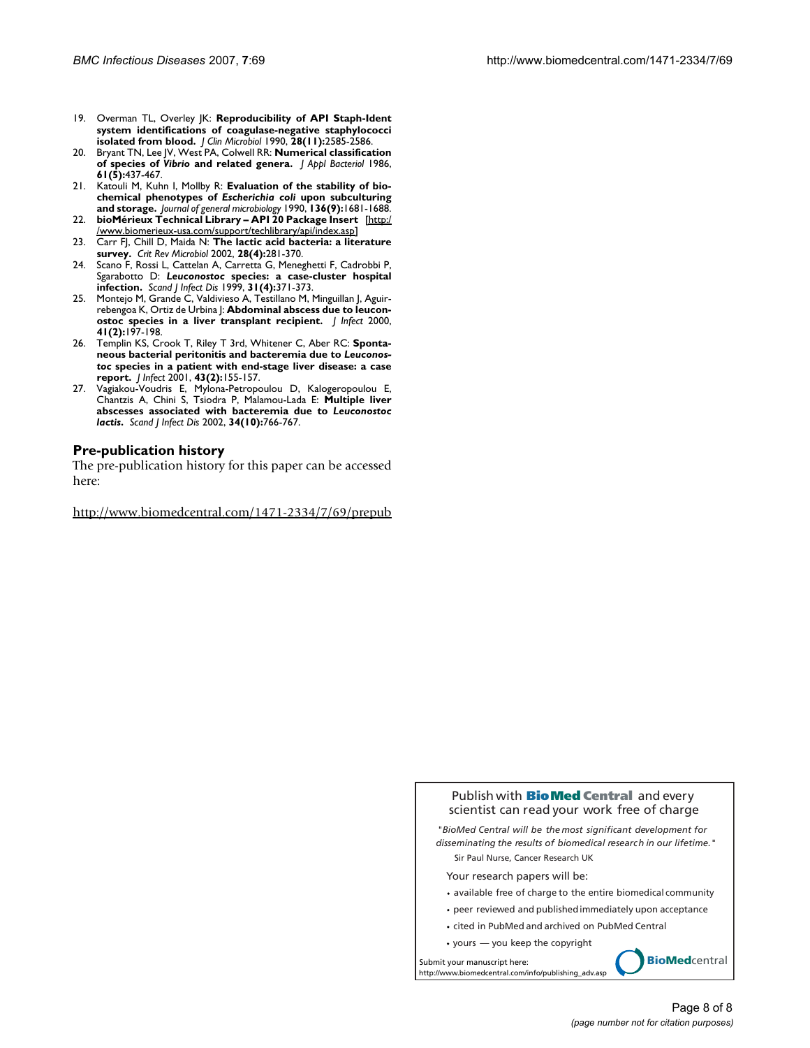19. Overman TL, Overley JK: **Reproducibility of API Staph-Ident system identifications of coagulase-negative staphylococci isolated from blood.** *J Clin Microbiol* 1990, **28(11):**2585-2586.
20. Bryant TN, Lee JV, West PA, Colwell RR: **Numerical classification of species of *Vibrio* and related genera.** *J Appl Bacteriol* 1986, **61(5):**437-467.
21. Katouli M, Kuhn I, Mollby R: **Evaluation of the stability of biochemical phenotypes of *Escherichia coli* upon subculturing and storage.** *Journal of general microbiology* 1990, **136(9):**1681-1688.
22. **bioMérieux Technical Library – API 20 Package Insert** [http://www.biomerieux-usa.com/support/techlibrary/api/index.asp]
23. Carr FJ, Chill D, Maida N: **The lactic acid bacteria: a literature survey.** *Crit Rev Microbiol* 2002, **28(4):**281-370.
24. Scano F, Rossi L, Cattelan A, Carretta G, Meneghetti F, Cadrobbi P, Sgarabotto D: ***Leuconostoc* species: a case-cluster hospital infection.** *Scand J Infect Dis* 1999, **31(4):**371-373.
25. Montejo M, Grande C, Valdivieso A, Testillano M, Minguillan J, Aguirrebengoa K, Ortiz de Urbina J: **Abdominal abscess due to leuconostoc species in a liver transplant recipient.** *J Infect* 2000, **41(2):**197-198.
26. Templin KS, Crook T, Riley T 3rd, Whitener C, Aber RC: **Spontaneous bacterial peritonitis and bacteremia due to *Leuconostoc* species in a patient with end-stage liver disease: a case report.** *J Infect* 2001, **43(2):**155-157.
27. Vagiakou-Voudris E, Mylona-Petropoulou D, Kalogeropoulou E, Chantzis A, Chini S, Tsiodra P, Malamou-Lada E: **Multiple liver abscesses associated with bacteremia due to *Leuconostoc lactis*.** *Scand J Infect Dis* 2002, **34(10):**766-767.

## Pre-publication history

The pre-publication history for this paper can be accessed here:

http://www.biomedcentral.com/1471-2334/7/69/prepub

Publish with **BioMed Central** and every scientist can read your work free of charge

*"BioMed Central will be the most significant development for disseminating the results of biomedical research in our lifetime."*

Sir Paul Nurse, Cancer Research UK

Your research papers will be:

- available free of charge to the entire biomedical community
- peer reviewed and published immediately upon acceptance
- cited in PubMed and archived on PubMed Central
- yours — you keep the copyright

Submit your manuscript here:
http://www.biomedcentral.com/info/publishing_adv.asp

**BioMed**central